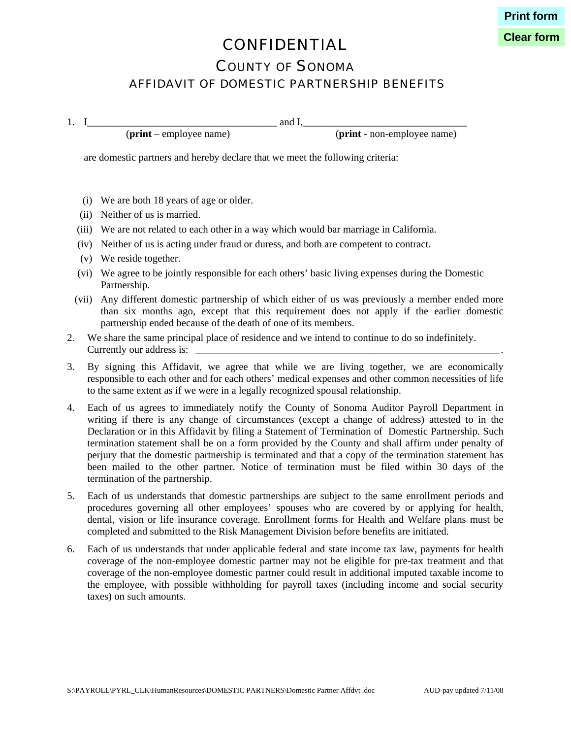# CONFIDENTIAL

## COUNTY OF SONOMA

### AFFIDAVIT OF DOMESTIC PARTNERSHIP BENEFITS

1. I_____________________________________ and I,_______________________________

   (**print** – employee name) (**print** - non-employee name)

   are domestic partners and hereby declare that we meet the following criteria:

   (i) We are both 18 years of age or older.

   (ii) Neither of us is married.

   (iii) We are not related to each other in a way which would bar marriage in California.

   (iv) Neither of us is acting under fraud or duress, and both are competent to contract.

   (v) We reside together.

   (vi) We agree to be jointly responsible for each others' basic living expenses during the Domestic Partnership.

   (vii) Any different domestic partnership of which either of us was previously a member ended more than six months ago, except that this requirement does not apply if the earlier domestic partnership ended because of the death of one of its members.

2. We share the same principal place of residence and we intend to continue to do so indefinitely. Currently our address is: _______________________________________________________________ .

3. By signing this Affidavit, we agree that while we are living together, we are economically responsible to each other and for each others' medical expenses and other common necessities of life to the same extent as if we were in a legally recognized spousal relationship.

4. Each of us agrees to immediately notify the County of Sonoma Auditor Payroll Department in writing if there is any change of circumstances (except a change of address) attested to in the Declaration or in this Affidavit by filing a Statement of Termination of Domestic Partnership. Such termination statement shall be on a form provided by the County and shall affirm under penalty of perjury that the domestic partnership is terminated and that a copy of the termination statement has been mailed to the other partner. Notice of termination must be filed within 30 days of the termination of the partnership.

5. Each of us understands that domestic partnerships are subject to the same enrollment periods and procedures governing all other employees' spouses who are covered by or applying for health, dental, vision or life insurance coverage. Enrollment forms for Health and Welfare plans must be completed and submitted to the Risk Management Division before benefits are initiated.

6. Each of us understands that under applicable federal and state income tax law, payments for health coverage of the non-employee domestic partner may not be eligible for pre-tax treatment and that coverage of the non-employee domestic partner could result in additional imputed taxable income to the employee, with possible withholding for payroll taxes (including income and social security taxes) on such amounts.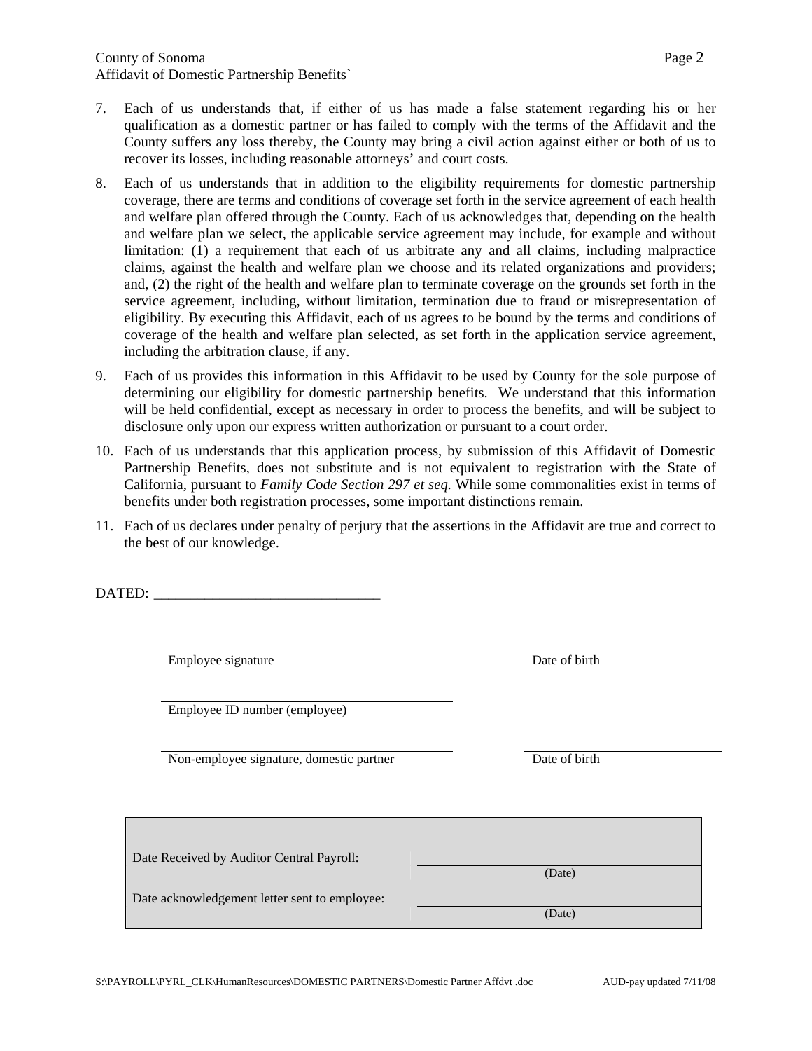7. Each of us understands that, if either of us has made a false statement regarding his or her qualification as a domestic partner or has failed to comply with the terms of the Affidavit and the County suffers any loss thereby, the County may bring a civil action against either or both of us to recover its losses, including reasonable attorneys' and court costs.

8. Each of us understands that in addition to the eligibility requirements for domestic partnership coverage, there are terms and conditions of coverage set forth in the service agreement of each health and welfare plan offered through the County. Each of us acknowledges that, depending on the health and welfare plan we select, the applicable service agreement may include, for example and without limitation: (1) a requirement that each of us arbitrate any and all claims, including malpractice claims, against the health and welfare plan we choose and its related organizations and providers; and, (2) the right of the health and welfare plan to terminate coverage on the grounds set forth in the service agreement, including, without limitation, termination due to fraud or misrepresentation of eligibility. By executing this Affidavit, each of us agrees to be bound by the terms and conditions of coverage of the health and welfare plan selected, as set forth in the application service agreement, including the arbitration clause, if any.

9. Each of us provides this information in this Affidavit to be used by County for the sole purpose of determining our eligibility for domestic partnership benefits. We understand that this information will be held confidential, except as necessary in order to process the benefits, and will be subject to disclosure only upon our express written authorization or pursuant to a court order.

10. Each of us understands that this application process, by submission of this Affidavit of Domestic Partnership Benefits, does not substitute and is not equivalent to registration with the State of California, pursuant to *Family Code Section 297 et seq.* While some commonalities exist in terms of benefits under both registration processes, some important distinctions remain.

11. Each of us declares under penalty of perjury that the assertions in the Affidavit are true and correct to the best of our knowledge.

DATED: ______________________________

| | |
|---|---|
| ______________________________ Employee signature | ______________________ Date of birth |
| ______________________________ Employee ID number (employee) | |
| ______________________________ Non-employee signature, domestic partner | ______________________ Date of birth |

| | |
|---|---|
| Date Received by Auditor Central Payroll: | ______________________ (Date) |
| Date acknowledgement letter sent to employee: | ______________________ (Date) |

S:\PAYROLL\PYRL_CLK\HumanResources\DOMESTIC PARTNERS\Domestic Partner Affdvt .doc AUD-pay updated 7/11/08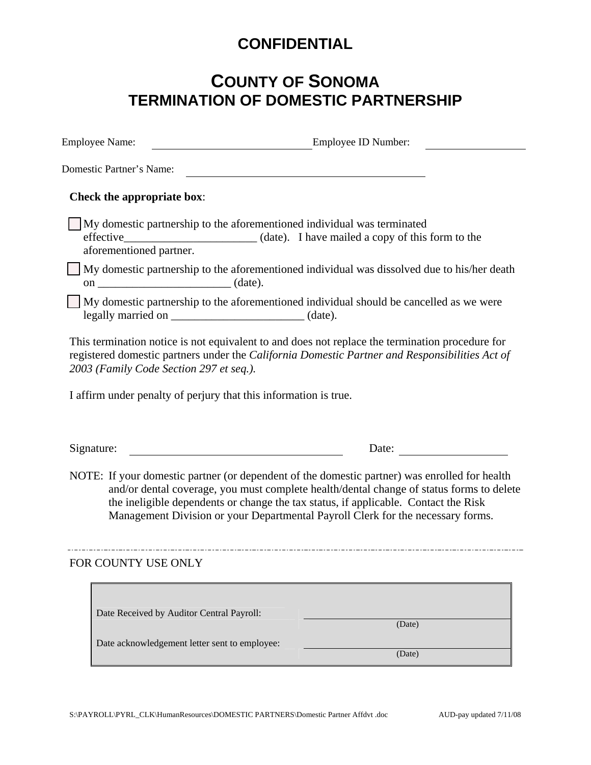# CONFIDENTIAL

# COUNTY OF SONOMA
## TERMINATION OF DOMESTIC PARTNERSHIP

Employee Name: ______________________________ Employee ID Number: ____________________

Domestic Partner's Name: ______________________________________________

**Check the appropriate box**:

☐ My domestic partnership to the aforementioned individual was terminated effective_______________________ (date). I have mailed a copy of this form to the aforementioned partner.

☐ My domestic partnership to the aforementioned individual was dissolved due to his/her death on _______________________ (date).

☐ My domestic partnership to the aforementioned individual should be cancelled as we were legally married on _______________________ (date).

This termination notice is not equivalent to and does not replace the termination procedure for registered domestic partners under the *California Domestic Partner and Responsibilities Act of 2003 (Family Code Section 297 et seq.).*

I affirm under penalty of perjury that this information is true.

Signature: ____________________________________ Date: ____________________

NOTE: If your domestic partner (or dependent of the domestic partner) was enrolled for health and/or dental coverage, you must complete health/dental change of status forms to delete the ineligible dependents or change the tax status, if applicable. Contact the Risk Management Division or your Departmental Payroll Clerk for the necessary forms.

---

FOR COUNTY USE ONLY

| | |
|---|---|
| Date Received by Auditor Central Payroll: | ____________________ (Date) |
| Date acknowledgement letter sent to employee: | ____________________ (Date) |

S:\PAYROLL\PYRL_CLK\HumanResources\DOMESTIC PARTNERS\Domestic Partner Affdvt .doc AUD-pay updated 7/11/08